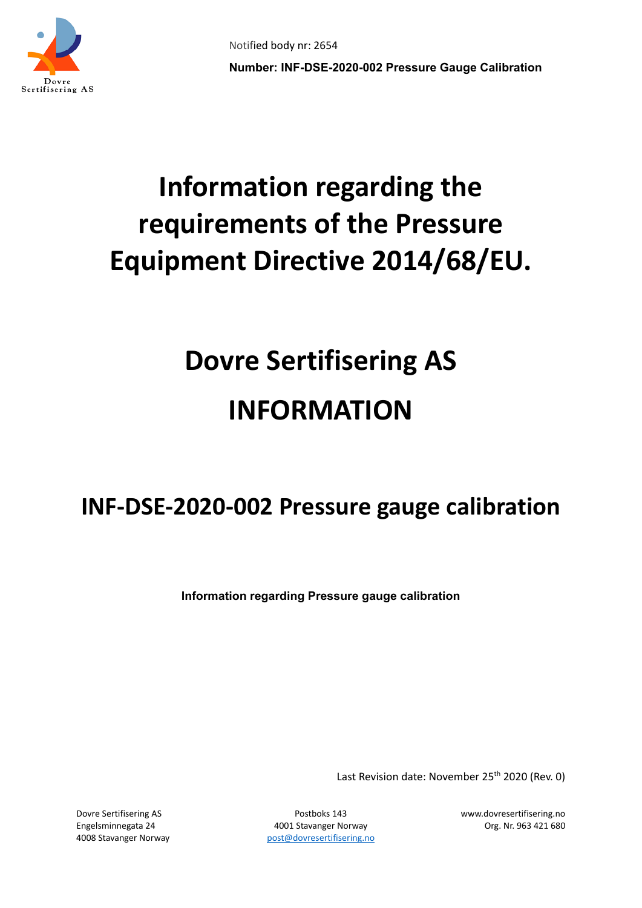Notified body nr: 2654

**Number: INF-DSE-2020-002 Pressure Gauge Calibration**

# Information regarding the requirements of the Pressure Equipment Directive 2014/68/EU.

# Dovre Sertifisering AS

# INFORMATION

## INF-DSE-2020-002 Pressure gauge calibration

**Information regarding Pressure gauge calibration**

Last Revision date: November 25th 2020 (Rev. 0)

Dovre Sertifisering AS
Engelsminnegata 24
4008 Stavanger Norway

Postboks 143
4001 Stavanger Norway
post@dovresertifisering.no

www.dovresertifisering.no
Org. Nr. 963 421 680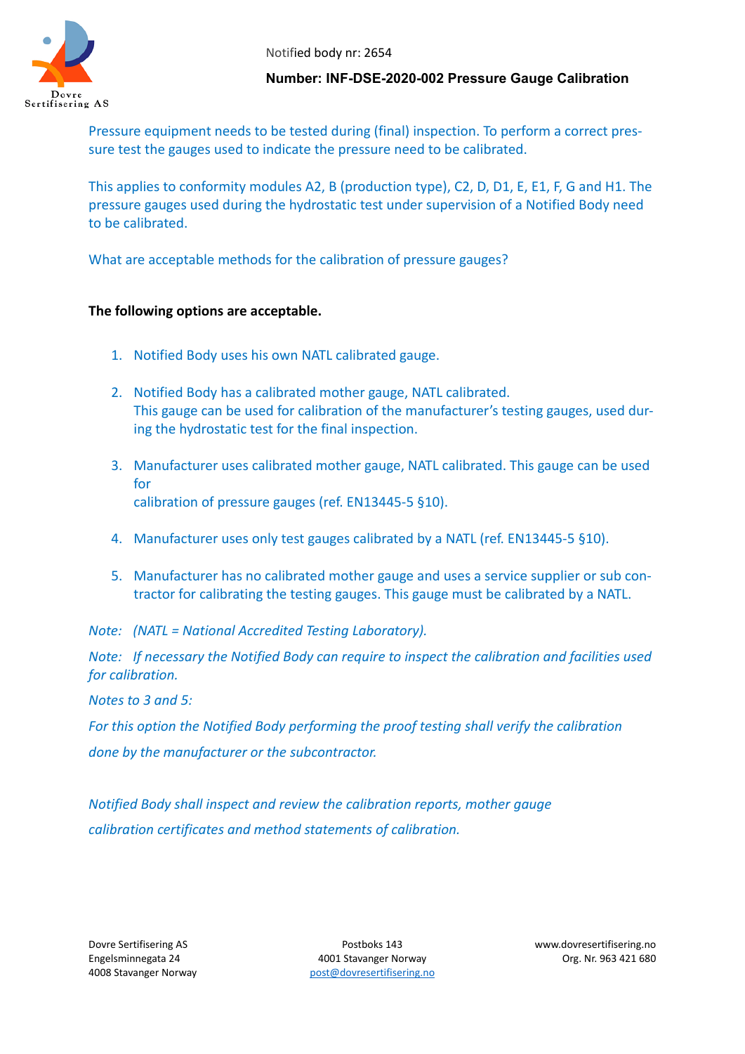Notified body nr: 2654

**Number: INF-DSE-2020-002 Pressure Gauge Calibration**

Pressure equipment needs to be tested during (final) inspection. To perform a correct pressure test the gauges used to indicate the pressure need to be calibrated.

This applies to conformity modules A2, B (production type), C2, D, D1, E, E1, F, G and H1. The pressure gauges used during the hydrostatic test under supervision of a Notified Body need to be calibrated.

What are acceptable methods for the calibration of pressure gauges?

**The following options are acceptable.**

1. Notified Body uses his own NATL calibrated gauge.
2. Notified Body has a calibrated mother gauge, NATL calibrated.
   This gauge can be used for calibration of the manufacturer's testing gauges, used during the hydrostatic test for the final inspection.
3. Manufacturer uses calibrated mother gauge, NATL calibrated. This gauge can be used for
   calibration of pressure gauges (ref. EN13445-5 §10).
4. Manufacturer uses only test gauges calibrated by a NATL (ref. EN13445-5 §10).
5. Manufacturer has no calibrated mother gauge and uses a service supplier or sub contractor for calibrating the testing gauges. This gauge must be calibrated by a NATL.

*Note: (NATL = National Accredited Testing Laboratory).*

*Note: If necessary the Notified Body can require to inspect the calibration and facilities used for calibration.*

*Notes to 3 and 5:*

*For this option the Notified Body performing the proof testing shall verify the calibration done by the manufacturer or the subcontractor.*

*Notified Body shall inspect and review the calibration reports, mother gauge calibration certificates and method statements of calibration.*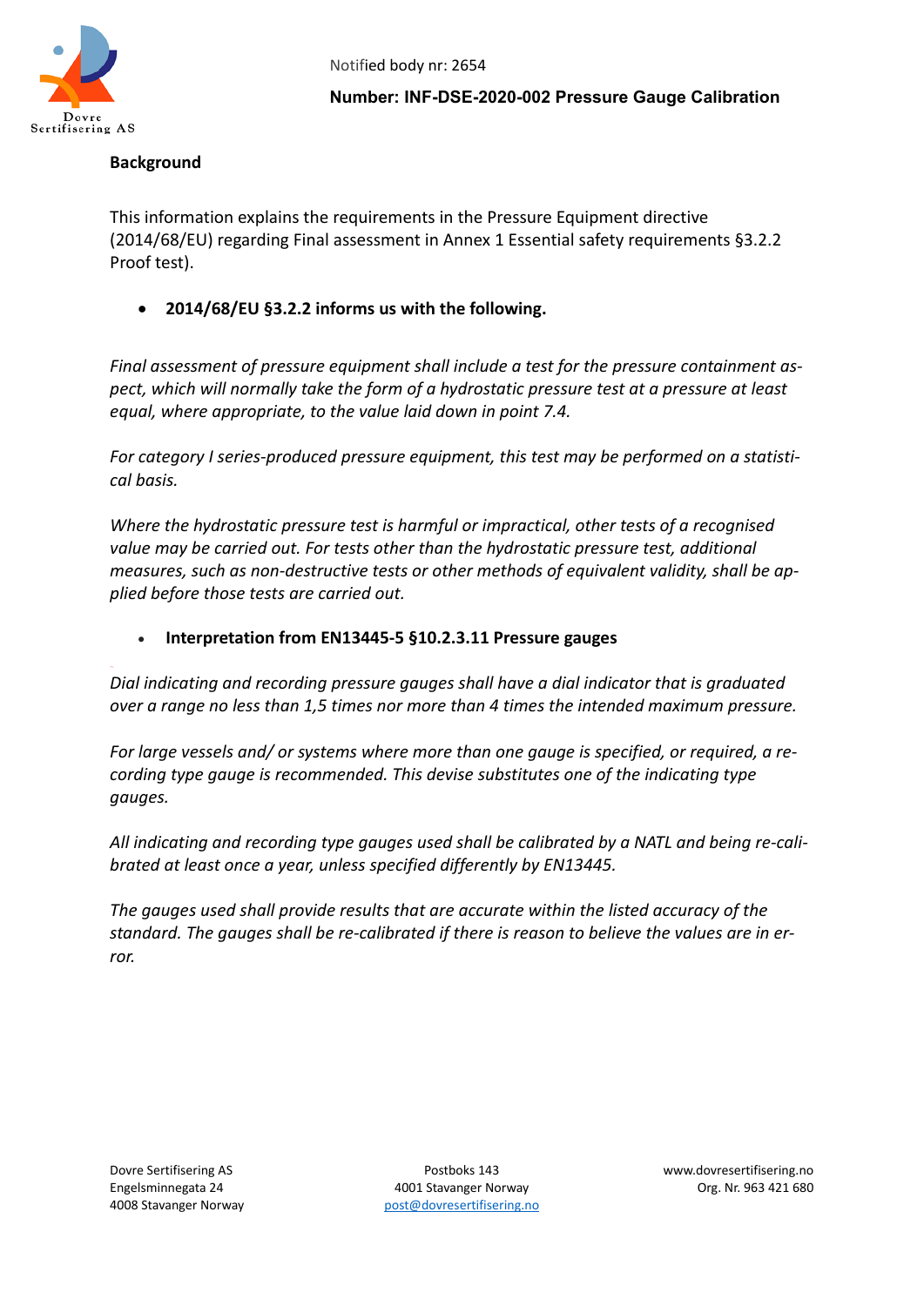Notified body nr: 2654

**Number: INF-DSE-2020-002 Pressure Gauge Calibration**

**Background**

This information explains the requirements in the Pressure Equipment directive (2014/68/EU) regarding Final assessment in Annex 1 Essential safety requirements §3.2.2 Proof test).

- **2014/68/EU §3.2.2 informs us with the following.**

*Final assessment of pressure equipment shall include a test for the pressure containment aspect, which will normally take the form of a hydrostatic pressure test at a pressure at least equal, where appropriate, to the value laid down in point 7.4.*

*For category I series-produced pressure equipment, this test may be performed on a statistical basis.*

*Where the hydrostatic pressure test is harmful or impractical, other tests of a recognised value may be carried out. For tests other than the hydrostatic pressure test, additional measures, such as non-destructive tests or other methods of equivalent validity, shall be applied before those tests are carried out.*

- **Interpretation from EN13445-5 §10.2.3.11 Pressure gauges**

*Dial indicating and recording pressure gauges shall have a dial indicator that is graduated over a range no less than 1,5 times nor more than 4 times the intended maximum pressure.*

*For large vessels and/ or systems where more than one gauge is specified, or required, a recording type gauge is recommended. This devise substitutes one of the indicating type gauges.*

*All indicating and recording type gauges used shall be calibrated by a NATL and being re-calibrated at least once a year, unless specified differently by EN13445.*

*The gauges used shall provide results that are accurate within the listed accuracy of the standard. The gauges shall be re-calibrated if there is reason to believe the values are in error.*

Dovre Sertifisering AS
Engelsminnegata 24
4008 Stavanger Norway

Postboks 143
4001 Stavanger Norway
post@dovresertifisering.no

www.dovresertifisering.no
Org. Nr. 963 421 680